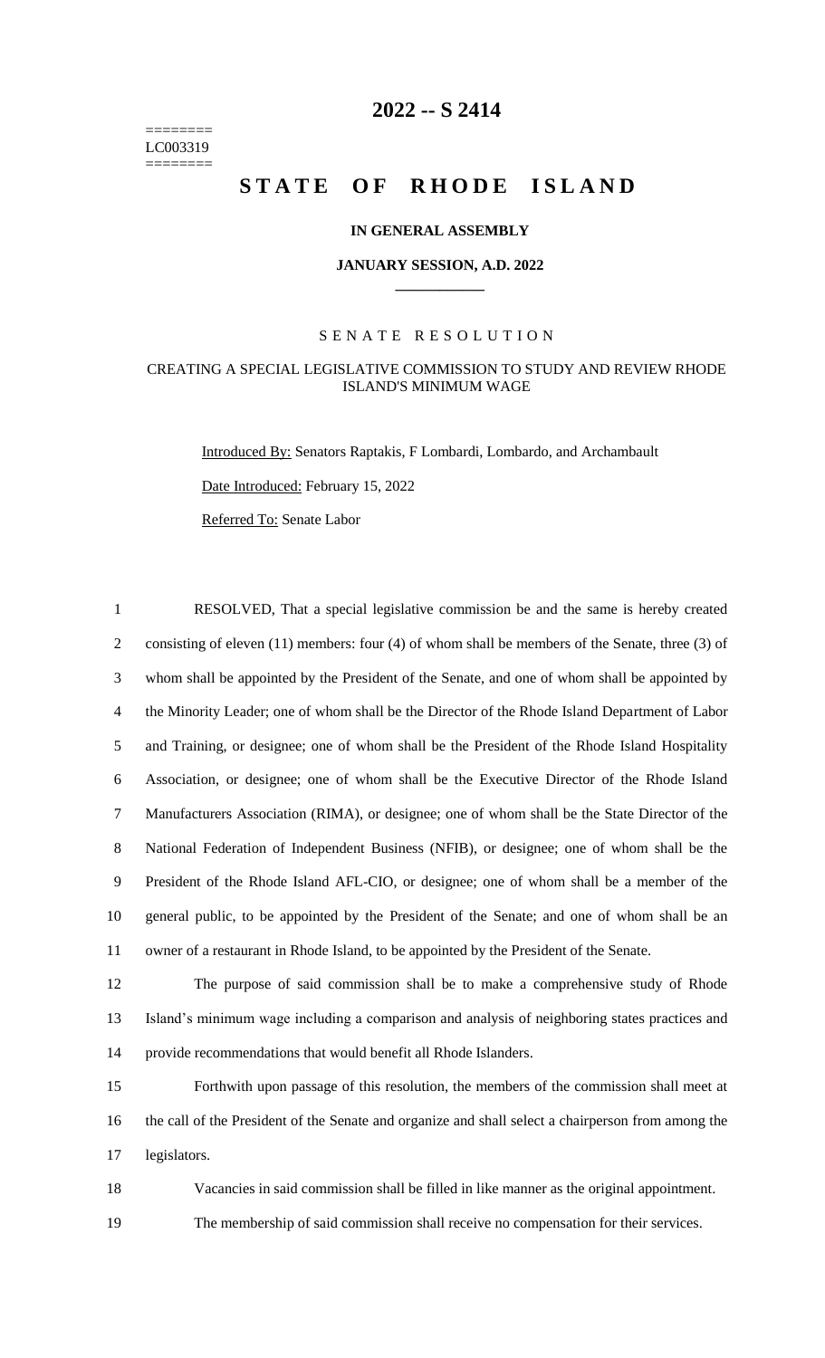LC003319

# 2022 -- S 2414

# STATE OF RHODE ISLAND

## IN GENERAL ASSEMBLY

### JANUARY SESSION, A.D. 2022

---

## SENATE RESOLUTION

### CREATING A SPECIAL LEGISLATIVE COMMISSION TO STUDY AND REVIEW RHODE ISLAND'S MINIMUM WAGE

Introduced By: Senators Raptakis, F Lombardi, Lombardo, and Archambault

Date Introduced: February 15, 2022

Referred To: Senate Labor

1 RESOLVED, That a special legislative commission be and the same is hereby created
2 consisting of eleven (11) members: four (4) of whom shall be members of the Senate, three (3) of
3 whom shall be appointed by the President of the Senate, and one of whom shall be appointed by
4 the Minority Leader; one of whom shall be the Director of the Rhode Island Department of Labor
5 and Training, or designee; one of whom shall be the President of the Rhode Island Hospitality
6 Association, or designee; one of whom shall be the Executive Director of the Rhode Island
7 Manufacturers Association (RIMA), or designee; one of whom shall be the State Director of the
8 National Federation of Independent Business (NFIB), or designee; one of whom shall be the
9 President of the Rhode Island AFL-CIO, or designee; one of whom shall be a member of the
10 general public, to be appointed by the President of the Senate; and one of whom shall be an
11 owner of a restaurant in Rhode Island, to be appointed by the President of the Senate.

12 The purpose of said commission shall be to make a comprehensive study of Rhode
13 Island's minimum wage including a comparison and analysis of neighboring states practices and
14 provide recommendations that would benefit all Rhode Islanders.

15 Forthwith upon passage of this resolution, the members of the commission shall meet at
16 the call of the President of the Senate and organize and shall select a chairperson from among the
17 legislators.

18 Vacancies in said commission shall be filled in like manner as the original appointment.

19 The membership of said commission shall receive no compensation for their services.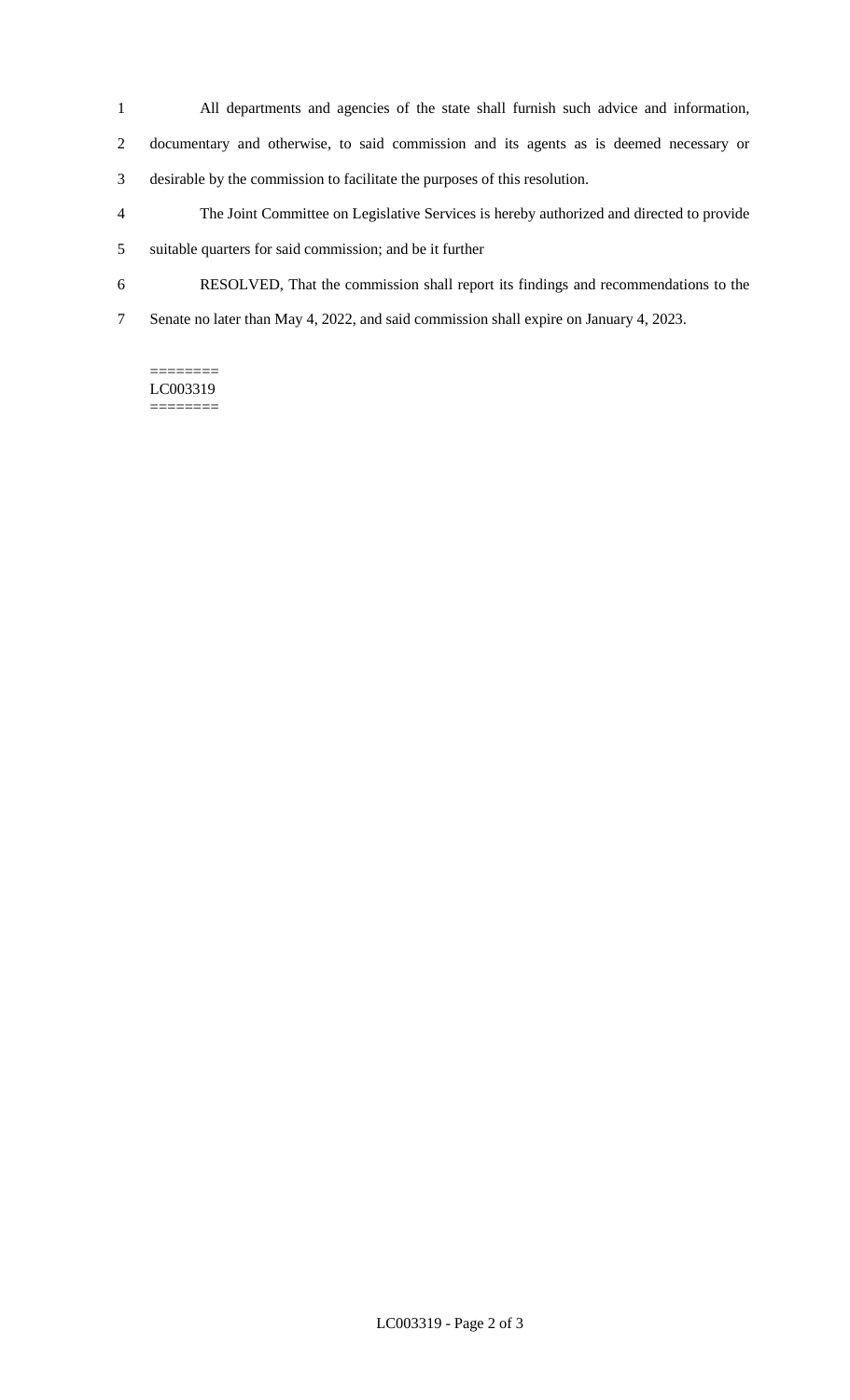All departments and agencies of the state shall furnish such advice and information, documentary and otherwise, to said commission and its agents as is deemed necessary or desirable by the commission to facilitate the purposes of this resolution.

The Joint Committee on Legislative Services is hereby authorized and directed to provide suitable quarters for said commission; and be it further

RESOLVED, That the commission shall report its findings and recommendations to the Senate no later than May 4, 2022, and said commission shall expire on January 4, 2023.

========
LC003319
========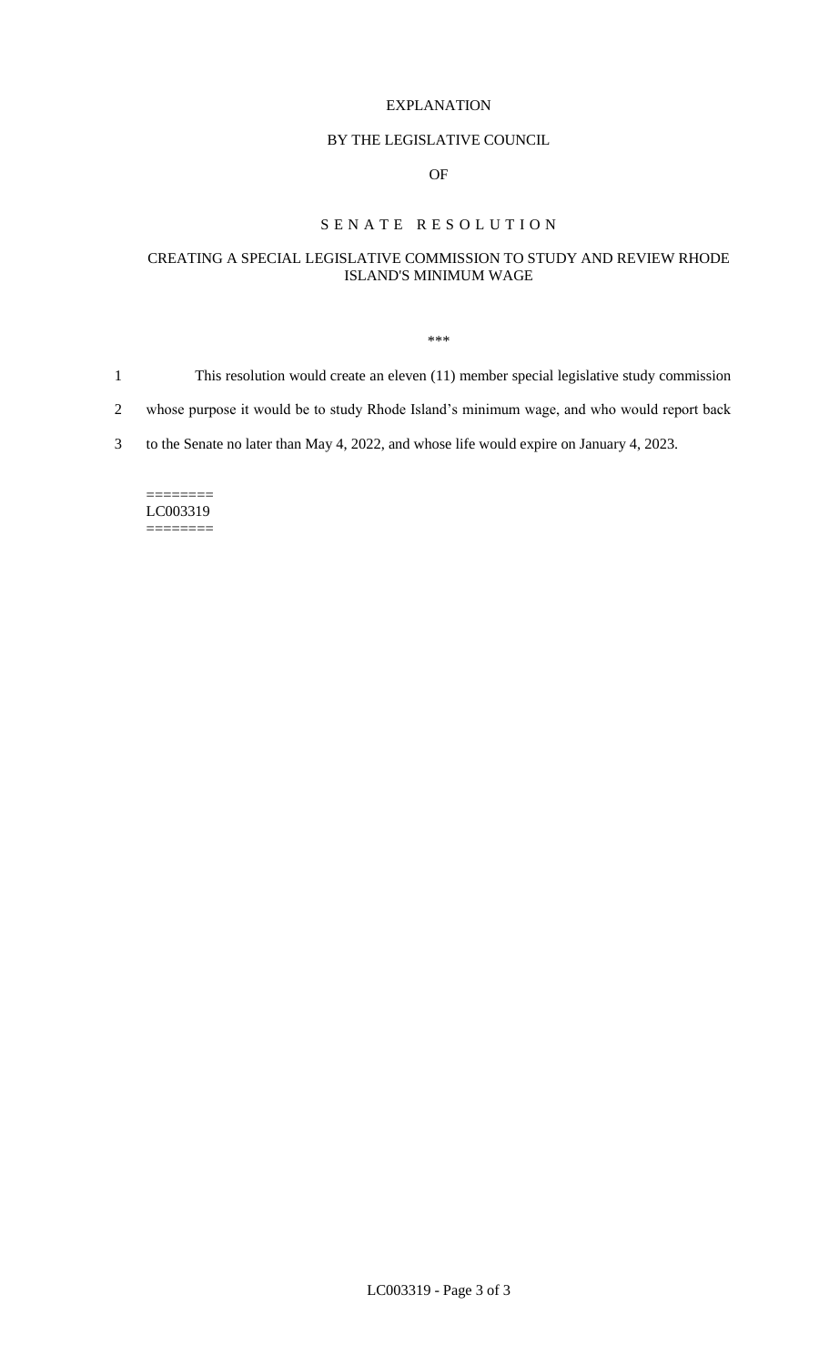EXPLANATION

BY THE LEGISLATIVE COUNCIL

OF

S E N A T E   R E S O L U T I O N

CREATING A SPECIAL LEGISLATIVE COMMISSION TO STUDY AND REVIEW RHODE ISLAND'S MINIMUM WAGE

\*\*\*

1 This resolution would create an eleven (11) member special legislative study commission
2 whose purpose it would be to study Rhode Island's minimum wage, and who would report back
3 to the Senate no later than May 4, 2022, and whose life would expire on January 4, 2023.

========
LC003319
========